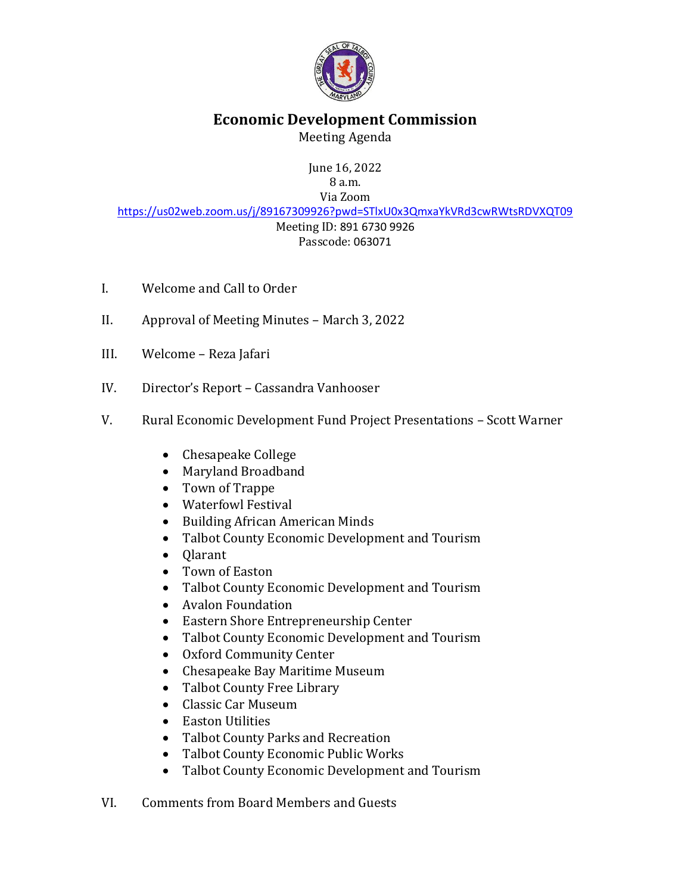# Economic Development Commission

Meeting Agenda

June 16, 2022
8 a.m.
Via Zoom
https://us02web.zoom.us/j/89167309926?pwd=STlxU0x3QmxaYkVRd3cwRWtsRDVXQT09
Meeting ID: 891 6730 9926
Passcode: 063071

I. Welcome and Call to Order

II. Approval of Meeting Minutes – March 3, 2022

III. Welcome – Reza Jafari

IV. Director's Report – Cassandra Vanhooser

V. Rural Economic Development Fund Project Presentations – Scott Warner

- Chesapeake College
- Maryland Broadband
- Town of Trappe
- Waterfowl Festival
- Building African American Minds
- Talbot County Economic Development and Tourism
- Qlarant
- Town of Easton
- Talbot County Economic Development and Tourism
- Avalon Foundation
- Eastern Shore Entrepreneurship Center
- Talbot County Economic Development and Tourism
- Oxford Community Center
- Chesapeake Bay Maritime Museum
- Talbot County Free Library
- Classic Car Museum
- Easton Utilities
- Talbot County Parks and Recreation
- Talbot County Economic Public Works
- Talbot County Economic Development and Tourism

VI. Comments from Board Members and Guests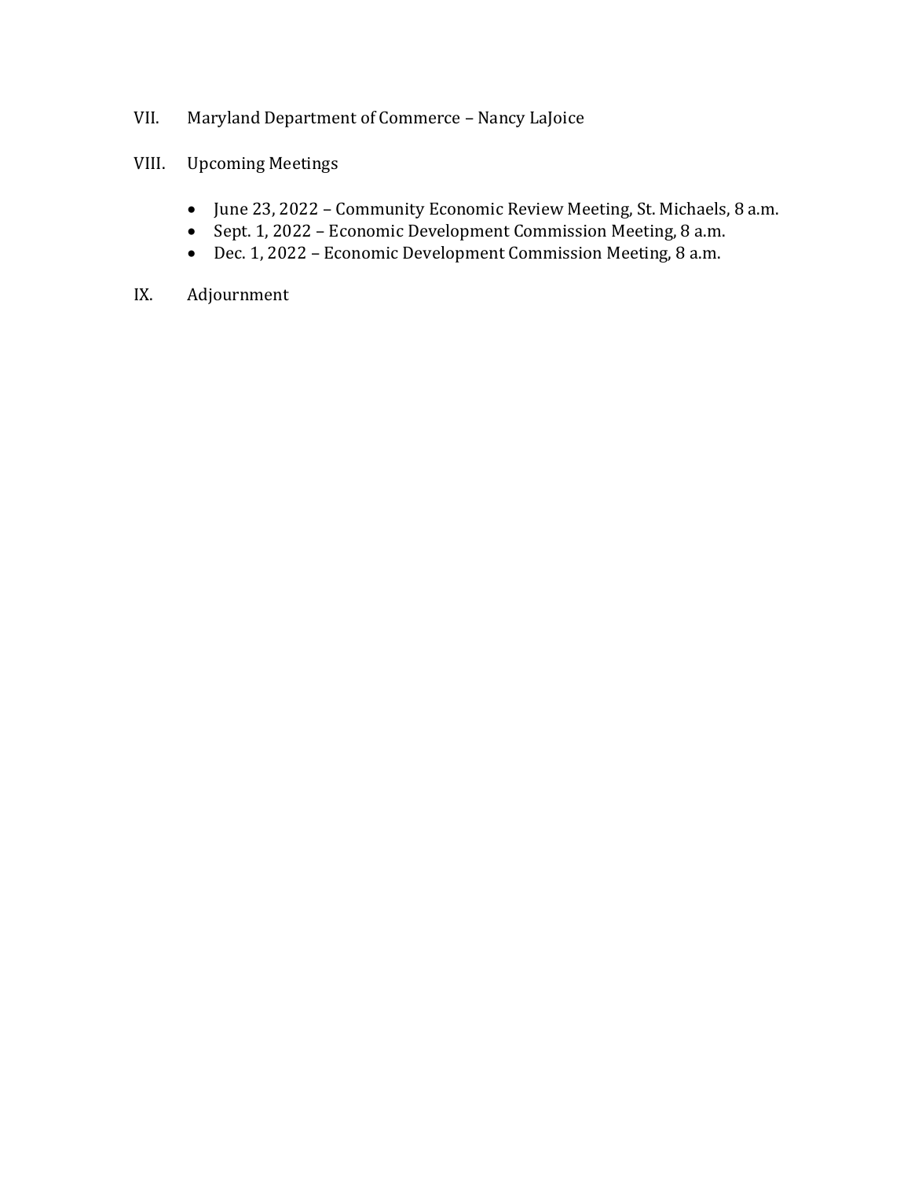VII. Maryland Department of Commerce – Nancy LaJoice

VIII. Upcoming Meetings

- June 23, 2022 – Community Economic Review Meeting, St. Michaels, 8 a.m.
- Sept. 1, 2022 – Economic Development Commission Meeting, 8 a.m.
- Dec. 1, 2022 – Economic Development Commission Meeting, 8 a.m.

IX. Adjournment